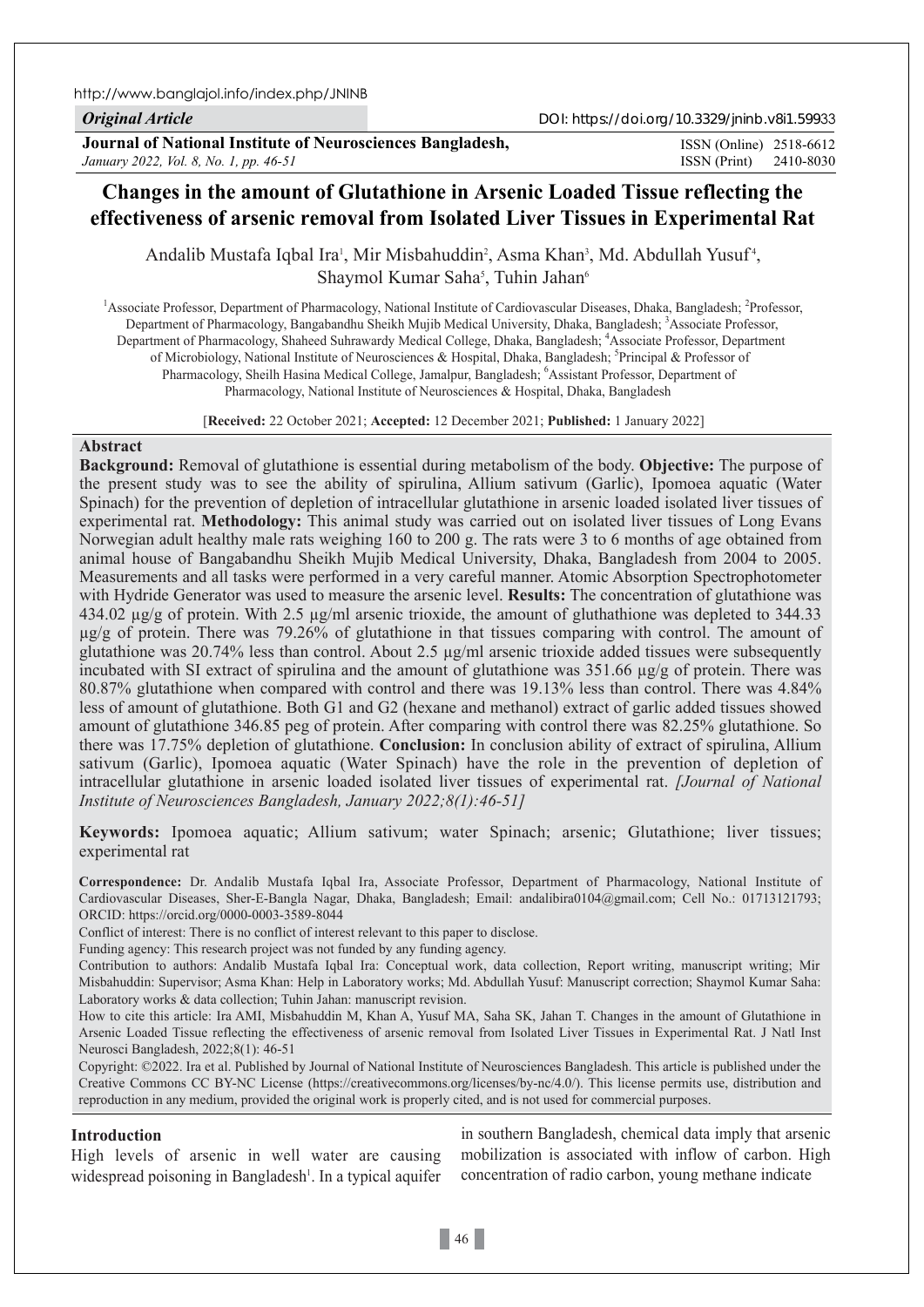http://www.banglajol.info/index.php/JNINB

*Original Article*

DOI: https://doi.org/10.3329/jninb.v8i1.59933

**Journal of National Institute of Neurosciences Bangladesh,**
*January 2022, Vol. 8, No. 1, pp. 46-51*

ISSN (Online) 2518-6612
ISSN (Print) 2410-8030

# Changes in the amount of Glutathione in Arsenic Loaded Tissue reflecting the effectiveness of arsenic removal from Isolated Liver Tissues in Experimental Rat

Andalib Mustafa Iqbal Ira[1], Mir Misbahuddin[2], Asma Khan[3], Md. Abdullah Yusuf[4], Shaymol Kumar Saha[5], Tuhin Jahan[6]

[1]Associate Professor, Department of Pharmacology, National Institute of Cardiovascular Diseases, Dhaka, Bangladesh; [2]Professor, Department of Pharmacology, Bangabandhu Sheikh Mujib Medical University, Dhaka, Bangladesh; [3]Associate Professor, Department of Pharmacology, Shaheed Suhrawardy Medical College, Dhaka, Bangladesh; [4]Associate Professor, Department of Microbiology, National Institute of Neurosciences & Hospital, Dhaka, Bangladesh; [5]Principal & Professor of Pharmacology, Sheilh Hasina Medical College, Jamalpur, Bangladesh; [6]Assistant Professor, Department of Pharmacology, National Institute of Neurosciences & Hospital, Dhaka, Bangladesh

[**Received:** 22 October 2021; **Accepted:** 12 December 2021; **Published:** 1 January 2022]

## Abstract

**Background:** Removal of glutathione is essential during metabolism of the body. **Objective:** The purpose of the present study was to see the ability of spirulina, Allium sativum (Garlic), Ipomoea aquatic (Water Spinach) for the prevention of depletion of intracellular glutathione in arsenic loaded isolated liver tissues of experimental rat. **Methodology:** This animal study was carried out on isolated liver tissues of Long Evans Norwegian adult healthy male rats weighing 160 to 200 g. The rats were 3 to 6 months of age obtained from animal house of Bangabandhu Sheikh Mujib Medical University, Dhaka, Bangladesh from 2004 to 2005. Measurements and all tasks were performed in a very careful manner. Atomic Absorption Spectrophotometer with Hydride Generator was used to measure the arsenic level. **Results:** The concentration of glutathione was 434.02 µg/g of protein. With 2.5 µg/ml arsenic trioxide, the amount of gluthathione was depleted to 344.33 µg/g of protein. There was 79.26% of glutathione in that tissues comparing with control. The amount of glutathione was 20.74% less than control. About 2.5 µg/ml arsenic trioxide added tissues were subsequently incubated with SI extract of spirulina and the amount of glutathione was 351.66 µg/g of protein. There was 80.87% glutathione when compared with control and there was 19.13% less than control. There was 4.84% less of amount of glutathione. Both G1 and G2 (hexane and methanol) extract of garlic added tissues showed amount of glutathione 346.85 peg of protein. After comparing with control there was 82.25% glutathione. So there was 17.75% depletion of glutathione. **Conclusion:** In conclusion ability of extract of spirulina, Allium sativum (Garlic), Ipomoea aquatic (Water Spinach) have the role in the prevention of depletion of intracellular glutathione in arsenic loaded isolated liver tissues of experimental rat. *[Journal of National Institute of Neurosciences Bangladesh, January 2022;8(1):46-51]*

**Keywords:** Ipomoea aquatic; Allium sativum; water Spinach; arsenic; Glutathione; liver tissues; experimental rat

**Correspondence:** Dr. Andalib Mustafa Iqbal Ira, Associate Professor, Department of Pharmacology, National Institute of Cardiovascular Diseases, Sher-E-Bangla Nagar, Dhaka, Bangladesh; Email: andalibira0104@gmail.com; Cell No.: 01713121793; ORCID: https://orcid.org/0000-0003-3589-8044

Conflict of interest: There is no conflict of interest relevant to this paper to disclose.

Funding agency: This research project was not funded by any funding agency.

Contribution to authors: Andalib Mustafa Iqbal Ira: Conceptual work, data collection, Report writing, manuscript writing; Mir Misbahuddin: Supervisor; Asma Khan: Help in Laboratory works; Md. Abdullah Yusuf: Manuscript correction; Shaymol Kumar Saha: Laboratory works & data collection; Tuhin Jahan: manuscript revision.

How to cite this article: Ira AMI, Misbahuddin M, Khan A, Yusuf MA, Saha SK, Jahan T. Changes in the amount of Glutathione in Arsenic Loaded Tissue reflecting the effectiveness of arsenic removal from Isolated Liver Tissues in Experimental Rat. J Natl Inst Neurosci Bangladesh, 2022;8(1): 46-51

Copyright: ©2022. Ira et al. Published by Journal of National Institute of Neurosciences Bangladesh. This article is published under the Creative Commons CC BY-NC License (https://creativecommons.org/licenses/by-nc/4.0/). This license permits use, distribution and reproduction in any medium, provided the original work is properly cited, and is not used for commercial purposes.

## Introduction

High levels of arsenic in well water are causing widespread poisoning in Bangladesh[1]. In a typical aquifer in southern Bangladesh, chemical data imply that arsenic mobilization is associated with inflow of carbon. High concentration of radio carbon, young methane indicate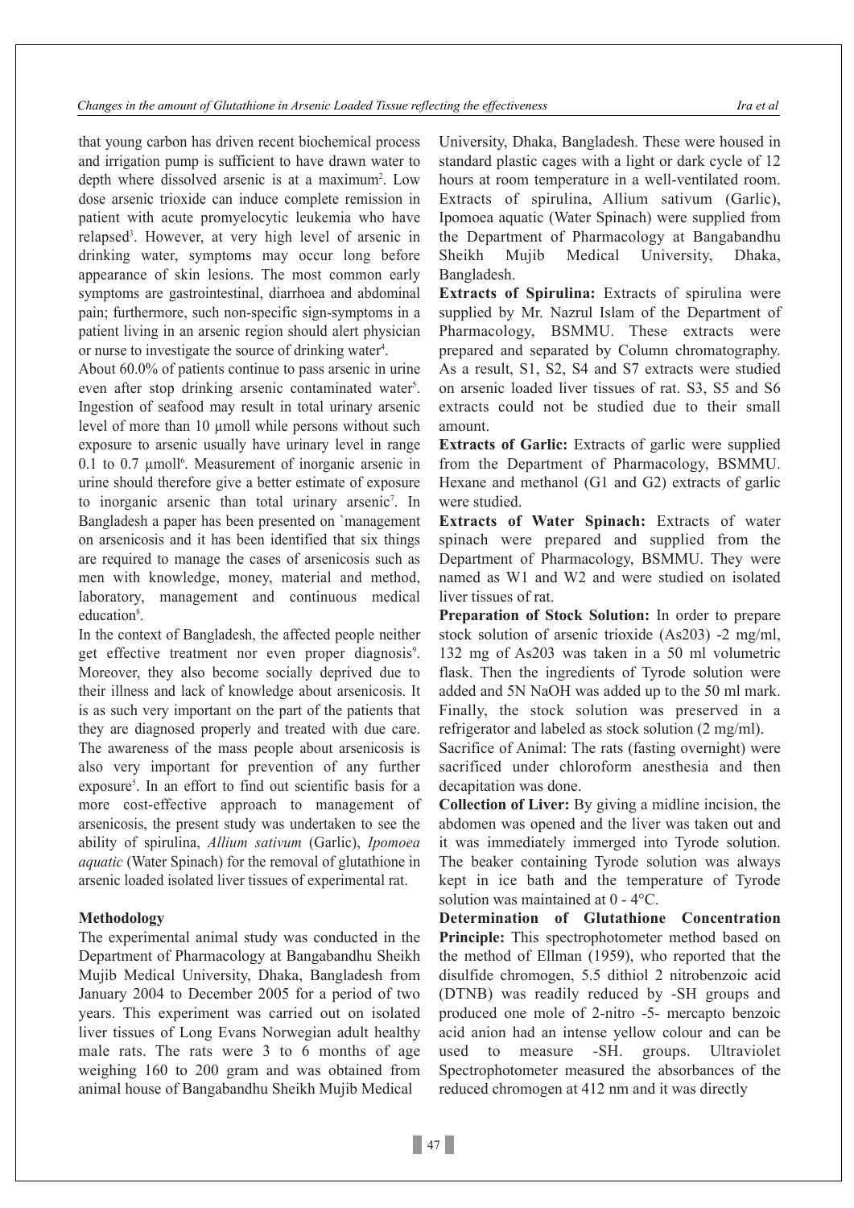that young carbon has driven recent biochemical process and irrigation pump is sufficient to have drawn water to depth where dissolved arsenic is at a maximum[2]. Low dose arsenic trioxide can induce complete remission in patient with acute promyelocytic leukemia who have relapsed[3]. However, at very high level of arsenic in drinking water, symptoms may occur long before appearance of skin lesions. The most common early symptoms are gastrointestinal, diarrhoea and abdominal pain; furthermore, such non-specific sign-symptoms in a patient living in an arsenic region should alert physician or nurse to investigate the source of drinking water[4].

About 60.0% of patients continue to pass arsenic in urine even after stop drinking arsenic contaminated water[5]. Ingestion of seafood may result in total urinary arsenic level of more than 10 µmoll while persons without such exposure to arsenic usually have urinary level in range 0.1 to 0.7 µmoll[6]. Measurement of inorganic arsenic in urine should therefore give a better estimate of exposure to inorganic arsenic than total urinary arsenic[7]. In Bangladesh a paper has been presented on `management on arsenicosis and it has been identified that six things are required to manage the cases of arsenicosis such as men with knowledge, money, material and method, laboratory, management and continuous medical education[8].

In the context of Bangladesh, the affected people neither get effective treatment nor even proper diagnosis[9]. Moreover, they also become socially deprived due to their illness and lack of knowledge about arsenicosis. It is as such very important on the part of the patients that they are diagnosed properly and treated with due care. The awareness of the mass people about arsenicosis is also very important for prevention of any further exposure[5]. In an effort to find out scientific basis for a more cost-effective approach to management of arsenicosis, the present study was undertaken to see the ability of spirulina, *Allium sativum* (Garlic), *Ipomoea aquatic* (Water Spinach) for the removal of glutathione in arsenic loaded isolated liver tissues of experimental rat.

## Methodology

The experimental animal study was conducted in the Department of Pharmacology at Bangabandhu Sheikh Mujib Medical University, Dhaka, Bangladesh from January 2004 to December 2005 for a period of two years. This experiment was carried out on isolated liver tissues of Long Evans Norwegian adult healthy male rats. The rats were 3 to 6 months of age weighing 160 to 200 gram and was obtained from animal house of Bangabandhu Sheikh Mujib Medical University, Dhaka, Bangladesh. These were housed in standard plastic cages with a light or dark cycle of 12 hours at room temperature in a well-ventilated room. Extracts of spirulina, Allium sativum (Garlic), Ipomoea aquatic (Water Spinach) were supplied from the Department of Pharmacology at Bangabandhu Sheikh Mujib Medical University, Dhaka, Bangladesh.

**Extracts of Spirulina:** Extracts of spirulina were supplied by Mr. Nazrul Islam of the Department of Pharmacology, BSMMU. These extracts were prepared and separated by Column chromatography. As a result, S1, S2, S4 and S7 extracts were studied on arsenic loaded liver tissues of rat. S3, S5 and S6 extracts could not be studied due to their small amount.

**Extracts of Garlic:** Extracts of garlic were supplied from the Department of Pharmacology, BSMMU. Hexane and methanol (G1 and G2) extracts of garlic were studied.

**Extracts of Water Spinach:** Extracts of water spinach were prepared and supplied from the Department of Pharmacology, BSMMU. They were named as W1 and W2 and were studied on isolated liver tissues of rat.

**Preparation of Stock Solution:** In order to prepare stock solution of arsenic trioxide ($As_2O_3$) -2 mg/ml, 132 mg of $As_2O_3$ was taken in a 50 ml volumetric flask. Then the ingredients of Tyrode solution were added and 5N NaOH was added up to the 50 ml mark. Finally, the stock solution was preserved in a refrigerator and labeled as stock solution (2 mg/ml).

Sacrifice of Animal: The rats (fasting overnight) were sacrificed under chloroform anesthesia and then decapitation was done.

**Collection of Liver:** By giving a midline incision, the abdomen was opened and the liver was taken out and it was immediately immerged into Tyrode solution. The beaker containing Tyrode solution was always kept in ice bath and the temperature of Tyrode solution was maintained at 0 - 4°C.

**Determination of Glutathione Concentration Principle:** This spectrophotometer method based on the method of Ellman (1959), who reported that the disulfide chromogen, 5.5 dithiol 2 nitrobenzoic acid (DTNB) was readily reduced by -SH groups and produced one mole of 2-nitro -5- mercapto benzoic acid anion had an intense yellow colour and can be used to measure -SH. groups. Ultraviolet Spectrophotometer measured the absorbances of the reduced chromogen at 412 nm and it was directly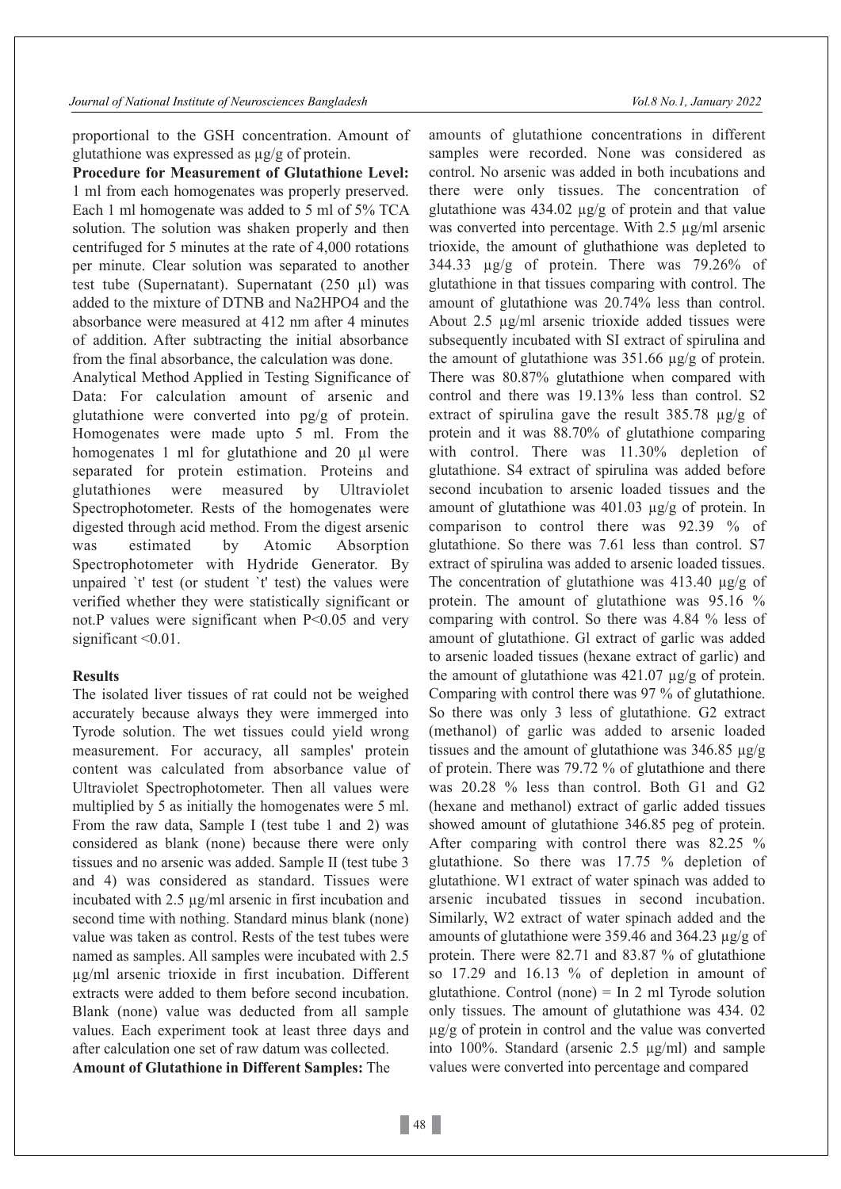proportional to the GSH concentration. Amount of glutathione was expressed as µg/g of protein.

**Procedure for Measurement of Glutathione Level:** 1 ml from each homogenates was properly preserved. Each 1 ml homogenate was added to 5 ml of 5% TCA solution. The solution was shaken properly and then centrifuged for 5 minutes at the rate of 4,000 rotations per minute. Clear solution was separated to another test tube (Supernatant). Supernatant (250 µl) was added to the mixture of DTNB and Na2HPO4 and the absorbance were measured at 412 nm after 4 minutes of addition. After subtracting the initial absorbance from the final absorbance, the calculation was done.

Analytical Method Applied in Testing Significance of Data: For calculation amount of arsenic and glutathione were converted into pg/g of protein. Homogenates were made upto 5 ml. From the homogenates 1 ml for glutathione and 20 µl were separated for protein estimation. Proteins and glutathiones were measured by Ultraviolet Spectrophotometer. Rests of the homogenates were digested through acid method. From the digest arsenic was estimated by Atomic Absorption Spectrophotometer with Hydride Generator. By unpaired `t' test (or student `t' test) the values were verified whether they were statistically significant or not.P values were significant when P<0.05 and very significant <0.01.

**Results**

The isolated liver tissues of rat could not be weighed accurately because always they were immerged into Tyrode solution. The wet tissues could yield wrong measurement. For accuracy, all samples' protein content was calculated from absorbance value of Ultraviolet Spectrophotometer. Then all values were multiplied by 5 as initially the homogenates were 5 ml. From the raw data, Sample I (test tube 1 and 2) was considered as blank (none) because there were only tissues and no arsenic was added. Sample II (test tube 3 and 4) was considered as standard. Tissues were incubated with 2.5 µg/ml arsenic in first incubation and second time with nothing. Standard minus blank (none) value was taken as control. Rests of the test tubes were named as samples. All samples were incubated with 2.5 µg/ml arsenic trioxide in first incubation. Different extracts were added to them before second incubation. Blank (none) value was deducted from all sample values. Each experiment took at least three days and after calculation one set of raw datum was collected.

**Amount of Glutathione in Different Samples:** The amounts of glutathione concentrations in different samples were recorded. None was considered as control. No arsenic was added in both incubations and there were only tissues. The concentration of glutathione was 434.02 µg/g of protein and that value was converted into percentage. With 2.5 µg/ml arsenic trioxide, the amount of gluthathione was depleted to 344.33 µg/g of protein. There was 79.26% of glutathione in that tissues comparing with control. The amount of glutathione was 20.74% less than control. About 2.5 µg/ml arsenic trioxide added tissues were subsequently incubated with SI extract of spirulina and the amount of glutathione was 351.66 µg/g of protein. There was 80.87% glutathione when compared with control and there was 19.13% less than control. S2 extract of spirulina gave the result 385.78 µg/g of protein and it was 88.70% of glutathione comparing with control. There was 11.30% depletion of glutathione. S4 extract of spirulina was added before second incubation to arsenic loaded tissues and the amount of glutathione was 401.03 µg/g of protein. In comparison to control there was 92.39 % of glutathione. So there was 7.61 less than control. S7 extract of spirulina was added to arsenic loaded tissues. The concentration of glutathione was 413.40 µg/g of protein. The amount of glutathione was 95.16 % comparing with control. So there was 4.84 % less of amount of glutathione. Gl extract of garlic was added to arsenic loaded tissues (hexane extract of garlic) and the amount of glutathione was 421.07 µg/g of protein. Comparing with control there was 97 % of glutathione. So there was only 3 less of glutathione. G2 extract (methanol) of garlic was added to arsenic loaded tissues and the amount of glutathione was 346.85 µg/g of protein. There was 79.72 % of glutathione and there was 20.28 % less than control. Both G1 and G2 (hexane and methanol) extract of garlic added tissues showed amount of glutathione 346.85 peg of protein. After comparing with control there was 82.25 % glutathione. So there was 17.75 % depletion of glutathione. W1 extract of water spinach was added to arsenic incubated tissues in second incubation. Similarly, W2 extract of water spinach added and the amounts of glutathione were 359.46 and 364.23 µg/g of protein. There were 82.71 and 83.87 % of glutathione so 17.29 and 16.13 % of depletion in amount of glutathione. Control (none) = In 2 ml Tyrode solution only tissues. The amount of glutathione was 434. 02 µg/g of protein in control and the value was converted into 100%. Standard (arsenic 2.5 µg/ml) and sample values were converted into percentage and compared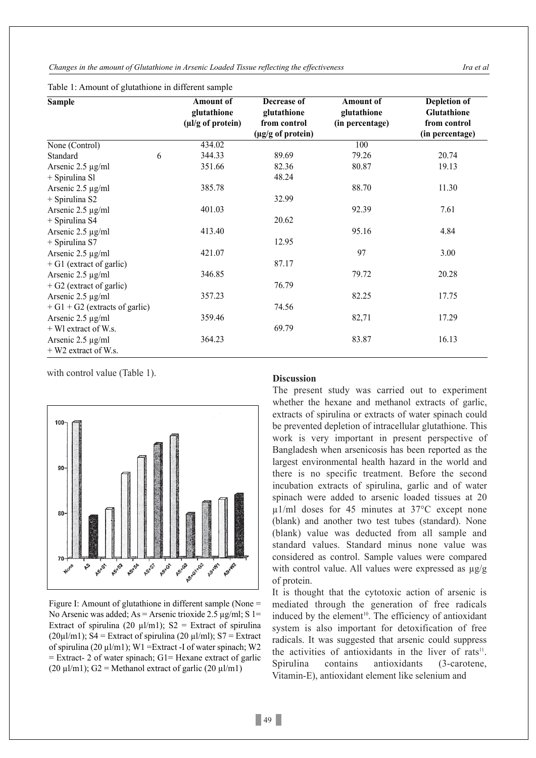Table 1: Amount of glutathione in different sample

| Sample | Amount of glutathione (μl/g of protein) | Decrease of glutathione from control (μg/g of protein) | Amount of glutathione (in percentage) | Depletion of Glutathione from control (in percentage) |
|---|---|---|---|---|
| None (Control) | 434.02 | | 100 | |
| Standard 6 | 344.33 | 89.69 | 79.26 | 20.74 |
| Arsenic 2.5 μg/ml + Spirulina Sl | 351.66 | 82.36 | 80.87 | 19.13 |
| Arsenic 2.5 μg/ml + Spirulina S2 | 385.78 | 48.24 | 88.70 | 11.30 |
| Arsenic 2.5 μg/ml + Spirulina S4 | 401.03 | 32.99 | 92.39 | 7.61 |
| Arsenic 2.5 μg/ml + Spirulina S7 | 413.40 | 20.62 | 95.16 | 4.84 |
| Arsenic 2.5 μg/ml + G1 (extract of garlic) | 421.07 | 12.95 | 97 | 3.00 |
| Arsenic 2.5 μg/ml + G2 (extract of garlic) | 346.85 | 87.17 | 79.72 | 20.28 |
| Arsenic 2.5 μg/ml + G1 + G2 (extracts of garlic) | 357.23 | 76.79 | 82.25 | 17.75 |
| Arsenic 2.5 μg/ml + Wl extract of W.s. | 359.46 | 74.56 | 82,71 | 17.29 |
| Arsenic 2.5 μg/ml + W2 extract of W.s. | 364.23 | 69.79 | 83.87 | 16.13 |

with control value (Table 1).

Figure I: Amount of glutathione in different sample (None = No Arsenic was added; As = Arsenic trioxide 2.5 μg/ml; S 1= Extract of spirulina (20 μl/m1); S2 = Extract of spirulina (20μl/m1); S4 = Extract of spirulina (20 μl/ml); S7 = Extract of spirulina (20 μl/m1); W1 =Extract -I of water spinach; W2 = Extract- 2 of water spinach; G1= Hexane extract of garlic (20 μl/m1); G2 = Methanol extract of garlic (20 μl/m1)

## Discussion

The present study was carried out to experiment whether the hexane and methanol extracts of garlic, extracts of spirulina or extracts of water spinach could be prevented depletion of intracellular glutathione. This work is very important in present perspective of Bangladesh when arsenicosis has been reported as the largest environmental health hazard in the world and there is no specific treatment. Before the second incubation extracts of spirulina, garlic and of water spinach were added to arsenic loaded tissues at 20 μ1/ml doses for 45 minutes at 37°C except none (blank) and another two test tubes (standard). None (blank) value was deducted from all sample and standard values. Standard minus none value was considered as control. Sample values were compared with control value. All values were expressed as μg/g of protein.

It is thought that the cytotoxic action of arsenic is mediated through the generation of free radicals induced by the element[10]. The efficiency of antioxidant system is also important for detoxification of free radicals. It was suggested that arsenic could suppress the activities of antioxidants in the liver of rats[11]. Spirulina contains antioxidants (3-carotene, Vitamin-E), antioxidant element like selenium and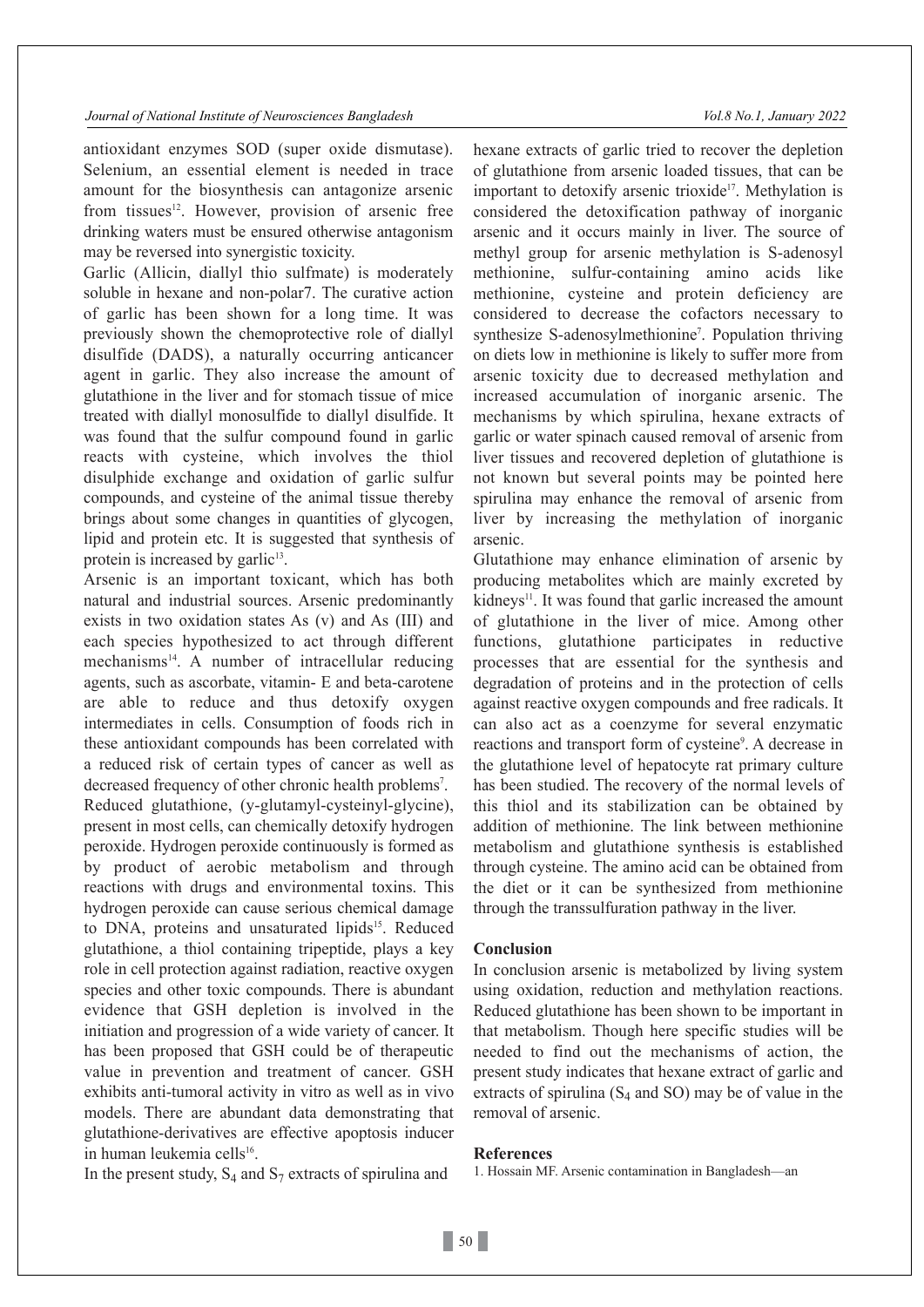antioxidant enzymes SOD (super oxide dismutase). Selenium, an essential element is needed in trace amount for the biosynthesis can antagonize arsenic from tissues[12]. However, provision of arsenic free drinking waters must be ensured otherwise antagonism may be reversed into synergistic toxicity.

Garlic (Allicin, diallyl thio sulfmate) is moderately soluble in hexane and non-polar7. The curative action of garlic has been shown for a long time. It was previously shown the chemoprotective role of diallyl disulfide (DADS), a naturally occurring anticancer agent in garlic. They also increase the amount of glutathione in the liver and for stomach tissue of mice treated with diallyl monosulfide to diallyl disulfide. It was found that the sulfur compound found in garlic reacts with cysteine, which involves the thiol disulphide exchange and oxidation of garlic sulfur compounds, and cysteine of the animal tissue thereby brings about some changes in quantities of glycogen, lipid and protein etc. It is suggested that synthesis of protein is increased by garlic[13].

Arsenic is an important toxicant, which has both natural and industrial sources. Arsenic predominantly exists in two oxidation states As (v) and As (III) and each species hypothesized to act through different mechanisms[14]. A number of intracellular reducing agents, such as ascorbate, vitamin- E and beta-carotene are able to reduce and thus detoxify oxygen intermediates in cells. Consumption of foods rich in these antioxidant compounds has been correlated with a reduced risk of certain types of cancer as well as decreased frequency of other chronic health problems[7].

Reduced glutathione, (y-glutamyl-cysteinyl-glycine), present in most cells, can chemically detoxify hydrogen peroxide. Hydrogen peroxide continuously is formed as by product of aerobic metabolism and through reactions with drugs and environmental toxins. This hydrogen peroxide can cause serious chemical damage to DNA, proteins and unsaturated lipids[15]. Reduced glutathione, a thiol containing tripeptide, plays a key role in cell protection against radiation, reactive oxygen species and other toxic compounds. There is abundant evidence that GSH depletion is involved in the initiation and progression of a wide variety of cancer. It has been proposed that GSH could be of therapeutic value in prevention and treatment of cancer. GSH exhibits anti-tumoral activity in vitro as well as in vivo models. There are abundant data demonstrating that glutathione-derivatives are effective apoptosis inducer in human leukemia cells[16].

In the present study, $S_4$ and $S_7$ extracts of spirulina and hexane extracts of garlic tried to recover the depletion of glutathione from arsenic loaded tissues, that can be important to detoxify arsenic trioxide[17]. Methylation is considered the detoxification pathway of inorganic arsenic and it occurs mainly in liver. The source of methyl group for arsenic methylation is S-adenosyl methionine, sulfur-containing amino acids like methionine, cysteine and protein deficiency are considered to decrease the cofactors necessary to synthesize S-adenosylmethionine[7]. Population thriving on diets low in methionine is likely to suffer more from arsenic toxicity due to decreased methylation and increased accumulation of inorganic arsenic. The mechanisms by which spirulina, hexane extracts of garlic or water spinach caused removal of arsenic from liver tissues and recovered depletion of glutathione is not known but several points may be pointed here spirulina may enhance the removal of arsenic from liver by increasing the methylation of inorganic arsenic.

Glutathione may enhance elimination of arsenic by producing metabolites which are mainly excreted by kidneys[11]. It was found that garlic increased the amount of glutathione in the liver of mice. Among other functions, glutathione participates in reductive processes that are essential for the synthesis and degradation of proteins and in the protection of cells against reactive oxygen compounds and free radicals. It can also act as a coenzyme for several enzymatic reactions and transport form of cysteine[9]. A decrease in the glutathione level of hepatocyte rat primary culture has been studied. The recovery of the normal levels of this thiol and its stabilization can be obtained by addition of methionine. The link between methionine metabolism and glutathione synthesis is established through cysteine. The amino acid can be obtained from the diet or it can be synthesized from methionine through the transsulfuration pathway in the liver.

## Conclusion

In conclusion arsenic is metabolized by living system using oxidation, reduction and methylation reactions. Reduced glutathione has been shown to be important in that metabolism. Though here specific studies will be needed to find out the mechanisms of action, the present study indicates that hexane extract of garlic and extracts of spirulina ($S_4$ and SO) may be of value in the removal of arsenic.

## References

1. Hossain MF. Arsenic contamination in Bangladesh—an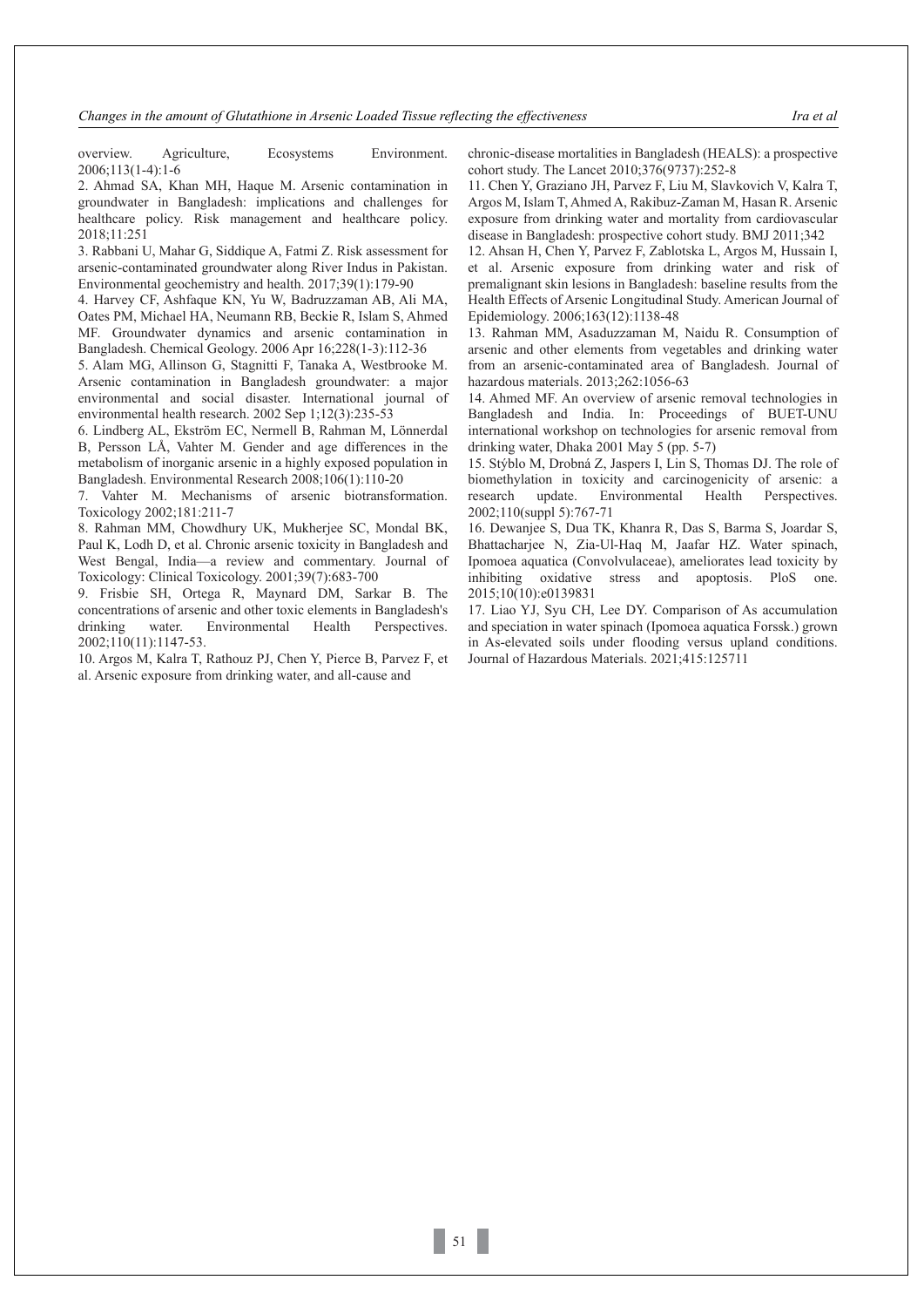overview. Agriculture, Ecosystems Environment. 2006;113(1-4):1-6

2. Ahmad SA, Khan MH, Haque M. Arsenic contamination in groundwater in Bangladesh: implications and challenges for healthcare policy. Risk management and healthcare policy. 2018;11:251

3. Rabbani U, Mahar G, Siddique A, Fatmi Z. Risk assessment for arsenic-contaminated groundwater along River Indus in Pakistan. Environmental geochemistry and health. 2017;39(1):179-90

4. Harvey CF, Ashfaque KN, Yu W, Badruzzaman AB, Ali MA, Oates PM, Michael HA, Neumann RB, Beckie R, Islam S, Ahmed MF. Groundwater dynamics and arsenic contamination in Bangladesh. Chemical Geology. 2006 Apr 16;228(1-3):112-36

5. Alam MG, Allinson G, Stagnitti F, Tanaka A, Westbrooke M. Arsenic contamination in Bangladesh groundwater: a major environmental and social disaster. International journal of environmental health research. 2002 Sep 1;12(3):235-53

6. Lindberg AL, Ekström EC, Nermell B, Rahman M, Lönnerdal B, Persson LÅ, Vahter M. Gender and age differences in the metabolism of inorganic arsenic in a highly exposed population in Bangladesh. Environmental Research 2008;106(1):110-20

7. Vahter M. Mechanisms of arsenic biotransformation. Toxicology 2002;181:211-7

8. Rahman MM, Chowdhury UK, Mukherjee SC, Mondal BK, Paul K, Lodh D, et al. Chronic arsenic toxicity in Bangladesh and West Bengal, India—a review and commentary. Journal of Toxicology: Clinical Toxicology. 2001;39(7):683-700

9. Frisbie SH, Ortega R, Maynard DM, Sarkar B. The concentrations of arsenic and other toxic elements in Bangladesh's drinking water. Environmental Health Perspectives. 2002;110(11):1147-53.

10. Argos M, Kalra T, Rathouz PJ, Chen Y, Pierce B, Parvez F, et al. Arsenic exposure from drinking water, and all-cause and chronic-disease mortalities in Bangladesh (HEALS): a prospective cohort study. The Lancet 2010;376(9737):252-8

11. Chen Y, Graziano JH, Parvez F, Liu M, Slavkovich V, Kalra T, Argos M, Islam T, Ahmed A, Rakibuz-Zaman M, Hasan R. Arsenic exposure from drinking water and mortality from cardiovascular disease in Bangladesh: prospective cohort study. BMJ 2011;342

12. Ahsan H, Chen Y, Parvez F, Zablotska L, Argos M, Hussain I, et al. Arsenic exposure from drinking water and risk of premalignant skin lesions in Bangladesh: baseline results from the Health Effects of Arsenic Longitudinal Study. American Journal of Epidemiology. 2006;163(12):1138-48

13. Rahman MM, Asaduzzaman M, Naidu R. Consumption of arsenic and other elements from vegetables and drinking water from an arsenic-contaminated area of Bangladesh. Journal of hazardous materials. 2013;262:1056-63

14. Ahmed MF. An overview of arsenic removal technologies in Bangladesh and India. In: Proceedings of BUET-UNU international workshop on technologies for arsenic removal from drinking water, Dhaka 2001 May 5 (pp. 5-7)

15. Stýblo M, Drobná Z, Jaspers I, Lin S, Thomas DJ. The role of biomethylation in toxicity and carcinogenicity of arsenic: a research update. Environmental Health Perspectives. 2002;110(suppl 5):767-71

16. Dewanjee S, Dua TK, Khanra R, Das S, Barma S, Joardar S, Bhattacharjee N, Zia-Ul-Haq M, Jaafar HZ. Water spinach, Ipomoea aquatica (Convolvulaceae), ameliorates lead toxicity by inhibiting oxidative stress and apoptosis. PloS one. 2015;10(10):e0139831

17. Liao YJ, Syu CH, Lee DY. Comparison of As accumulation and speciation in water spinach (Ipomoea aquatica Forssk.) grown in As-elevated soils under flooding versus upland conditions. Journal of Hazardous Materials. 2021;415:125711